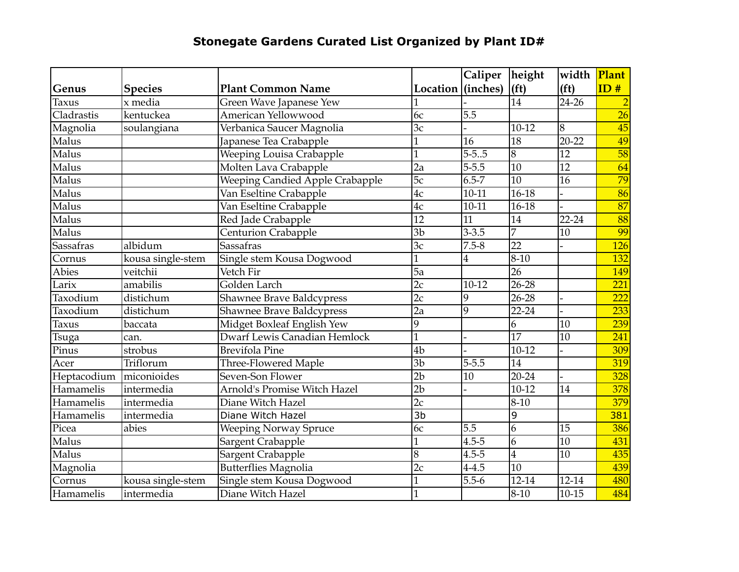# Stonegate Gardens Curated List Organized by Plant ID#

| Genus | Species | Plant Common Name | Location | Caliper (inches) | height (ft) | width (ft) | Plant ID # |
|---|---|---|---|---|---|---|---|
| Taxus | x media | Green Wave Japanese Yew | 1 | - | 14 | 24-26 | 2 |
| Cladrastis | kentuckea | American Yellowwood | 6c | 5.5 | | | 26 |
| Magnolia | soulangiana | Verbanica Saucer Magnolia | 3c | - | 10-12 | 8 | 45 |
| Malus | | Japanese Tea Crabapple | 1 | 16 | 18 | 20-22 | 49 |
| Malus | | Weeping Louisa Crabapple | 1 | 5-5..5 | 8 | 12 | 58 |
| Malus | | Molten Lava Crabapple | 2a | 5-5.5 | 10 | 12 | 64 |
| Malus | | Weeping Candied Apple Crabapple | 5c | 6.5-7 | 10 | 16 | 79 |
| Malus | | Van Eseltine Crabapple | 4c | 10-11 | 16-18 | - | 86 |
| Malus | | Van Eseltine Crabapple | 4c | 10-11 | 16-18 | - | 87 |
| Malus | | Red Jade Crabapple | 12 | 11 | 14 | 22-24 | 88 |
| Malus | | Centurion Crabapple | 3b | 3-3.5 | 7 | 10 | 99 |
| Sassafras | albidum | Sassafras | 3c | 7.5-8 | 22 | - | 126 |
| Cornus | kousa single-stem | Single stem Kousa Dogwood | 1 | 4 | 8-10 | | 132 |
| Abies | veitchii | Vetch Fir | 5a | | 26 | | 149 |
| Larix | amabilis | Golden Larch | 2c | 10-12 | 26-28 | | 221 |
| Taxodium | distichum | Shawnee Brave Baldcypress | 2c | 9 | 26-28 | - | 222 |
| Taxodium | distichum | Shawnee Brave Baldcypress | 2a | 9 | 22-24 | - | 233 |
| Taxus | baccata | Midget Boxleaf English Yew | 9 | | 6 | 10 | 239 |
| Tsuga | can. | Dwarf Lewis Canadian Hemlock | 1 | - | 17 | 10 | 241 |
| Pinus | strobus | Brevifola Pine | 4b | - | 10-12 | - | 309 |
| Acer | Triflorum | Three-Flowered Maple | 3b | 5-5.5 | 14 | | 319 |
| Heptacodium | miconioides | Seven-Son Flower | 2b | 10 | 20-24 | - | 328 |
| Hamamelis | intermedia | Arnold's Promise Witch Hazel | 2b | - | 10-12 | 14 | 378 |
| Hamamelis | intermedia | Diane Witch Hazel | 2c | | 8-10 | | 379 |
| Hamamelis | intermedia | Diane Witch Hazel | 3b | | 9 | | 381 |
| Picea | abies | Weeping Norway Spruce | 6c | 5.5 | 6 | 15 | 386 |
| Malus | | Sargent Crabapple | 1 | 4.5-5 | 6 | 10 | 431 |
| Malus | | Sargent Crabapple | 8 | 4.5-5 | 4 | 10 | 435 |
| Magnolia | | Butterflies Magnolia | 2c | 4-4.5 | 10 | | 439 |
| Cornus | kousa single-stem | Single stem Kousa Dogwood | 1 | 5.5-6 | 12-14 | 12-14 | 480 |
| Hamamelis | intermedia | Diane Witch Hazel | 1 | | 8-10 | 10-15 | 484 |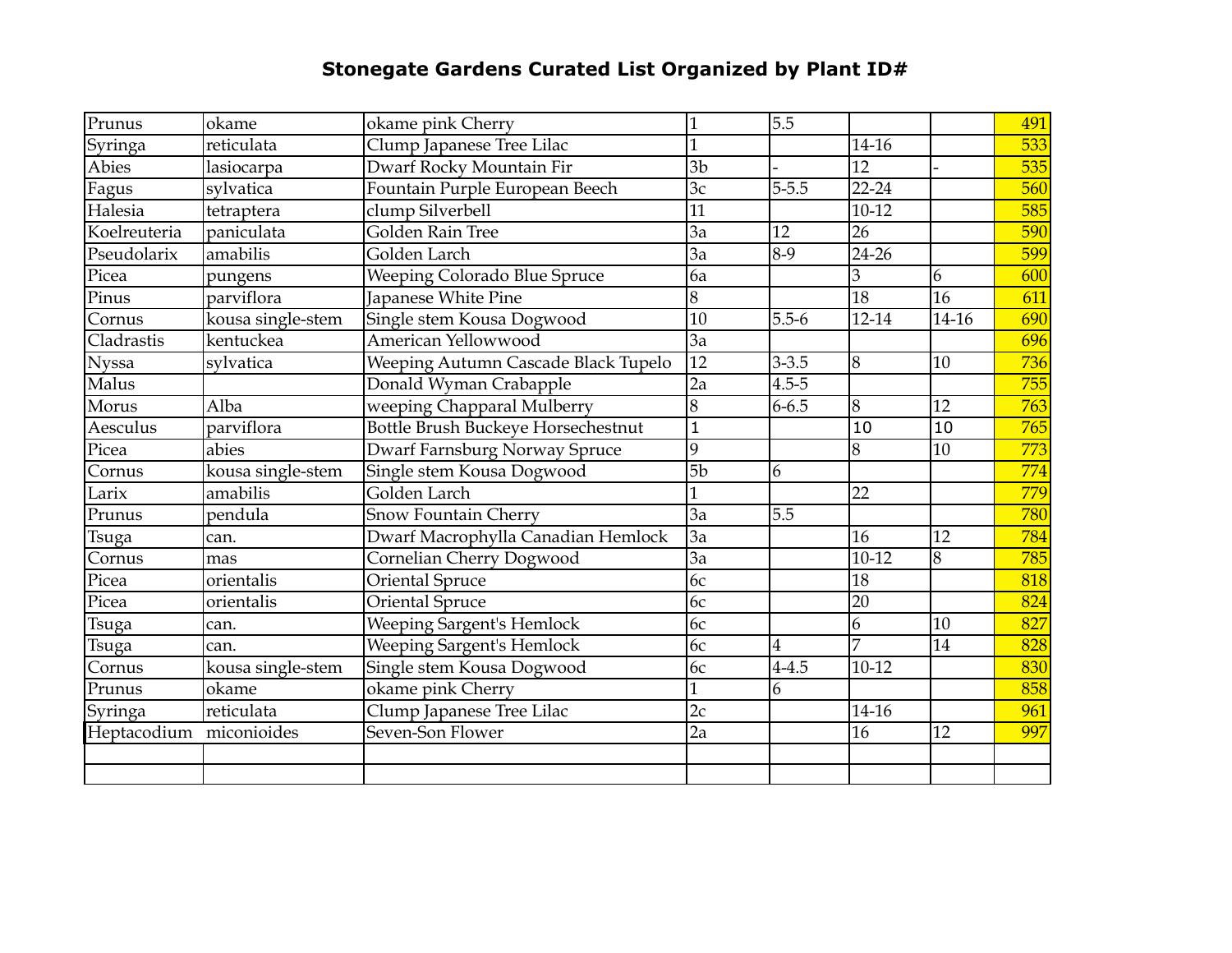# Stonegate Gardens Curated List Organized by Plant ID#

| | | | | | | | |
|---|---|---|---|---|---|---|---|
| Prunus | okame | okame pink Cherry | 1 | 5.5 | | | 491 |
| Syringa | reticulata | Clump Japanese Tree Lilac | 1 | | 14-16 | | 533 |
| Abies | lasiocarpa | Dwarf Rocky Mountain Fir | 3b | - | 12 | - | 535 |
| Fagus | sylvatica | Fountain Purple European Beech | 3c | 5-5.5 | 22-24 | | 560 |
| Halesia | tetraptera | clump Silverbell | 11 | | 10-12 | | 585 |
| Koelreuteria | paniculata | Golden Rain Tree | 3a | 12 | 26 | | 590 |
| Pseudolarix | amabilis | Golden Larch | 3a | 8-9 | 24-26 | | 599 |
| Picea | pungens | Weeping Colorado Blue Spruce | 6a | | 3 | 6 | 600 |
| Pinus | parviflora | Japanese White Pine | 8 | | 18 | 16 | 611 |
| Cornus | kousa single-stem | Single stem Kousa Dogwood | 10 | 5.5-6 | 12-14 | 14-16 | 690 |
| Cladrastis | kentuckea | American Yellowwood | 3a | | | | 696 |
| Nyssa | sylvatica | Weeping Autumn Cascade Black Tupelo | 12 | 3-3.5 | 8 | 10 | 736 |
| Malus | | Donald Wyman Crabapple | 2a | 4.5-5 | | | 755 |
| Morus | Alba | weeping Chapparal Mulberry | 8 | 6-6.5 | 8 | 12 | 763 |
| Aesculus | parviflora | Bottle Brush Buckeye Horsechestnut | 1 | | 10 | 10 | 765 |
| Picea | abies | Dwarf Farnsburg Norway Spruce | 9 | | 8 | 10 | 773 |
| Cornus | kousa single-stem | Single stem Kousa Dogwood | 5b | 6 | | | 774 |
| Larix | amabilis | Golden Larch | 1 | | 22 | | 779 |
| Prunus | pendula | Snow Fountain Cherry | 3a | 5.5 | | | 780 |
| Tsuga | can. | Dwarf Macrophylla Canadian Hemlock | 3a | | 16 | 12 | 784 |
| Cornus | mas | Cornelian Cherry Dogwood | 3a | | 10-12 | 8 | 785 |
| Picea | orientalis | Oriental Spruce | 6c | | 18 | | 818 |
| Picea | orientalis | Oriental Spruce | 6c | | 20 | | 824 |
| Tsuga | can. | Weeping Sargent's Hemlock | 6c | | 6 | 10 | 827 |
| Tsuga | can. | Weeping Sargent's Hemlock | 6c | 4 | 7 | 14 | 828 |
| Cornus | kousa single-stem | Single stem Kousa Dogwood | 6c | 4-4.5 | 10-12 | | 830 |
| Prunus | okame | okame pink Cherry | 1 | 6 | | | 858 |
| Syringa | reticulata | Clump Japanese Tree Lilac | 2c | | 14-16 | | 961 |
| Heptacodium | miconioides | Seven-Son Flower | 2a | | 16 | 12 | 997 |
| | | | | | | | |
| | | | | | | | |